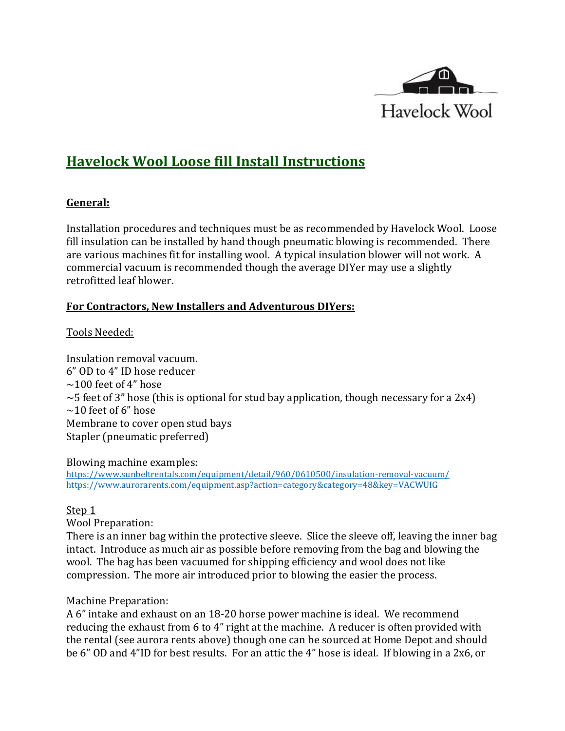Havelock Wool

# Havelock Wool Loose fill Install Instructions

## General:

Installation procedures and techniques must be as recommended by Havelock Wool. Loose fill insulation can be installed by hand though pneumatic blowing is recommended. There are various machines fit for installing wool. A typical insulation blower will not work. A commercial vacuum is recommended though the average DIYer may use a slightly retrofitted leaf blower.

## For Contractors, New Installers and Adventurous DIYers:

Tools Needed:

Insulation removal vacuum.
6" OD to 4" ID hose reducer
~100 feet of 4" hose
~5 feet of 3" hose (this is optional for stud bay application, though necessary for a 2x4)
~10 feet of 6" hose
Membrane to cover open stud bays
Stapler (pneumatic preferred)

Blowing machine examples:
[https://www.sunbeltrentals.com/equipment/detail/960/0610500/insulation-removal-vacuum/](https://www.sunbeltrentals.com/equipment/detail/960/0610500/insulation-removal-vacuum/)
[https://www.aurorarents.com/equipment.asp?action=category&category=48&key=VACWUIG](https://www.aurorarents.com/equipment.asp?action=category&category=48&key=VACWUIG)

Step 1

Wool Preparation:
There is an inner bag within the protective sleeve. Slice the sleeve off, leaving the inner bag intact. Introduce as much air as possible before removing from the bag and blowing the wool. The bag has been vacuumed for shipping efficiency and wool does not like compression. The more air introduced prior to blowing the easier the process.

Machine Preparation:
A 6" intake and exhaust on an 18-20 horse power machine is ideal. We recommend reducing the exhaust from 6 to 4" right at the machine. A reducer is often provided with the rental (see aurora rents above) though one can be sourced at Home Depot and should be 6" OD and 4"ID for best results. For an attic the 4" hose is ideal. If blowing in a 2x6, or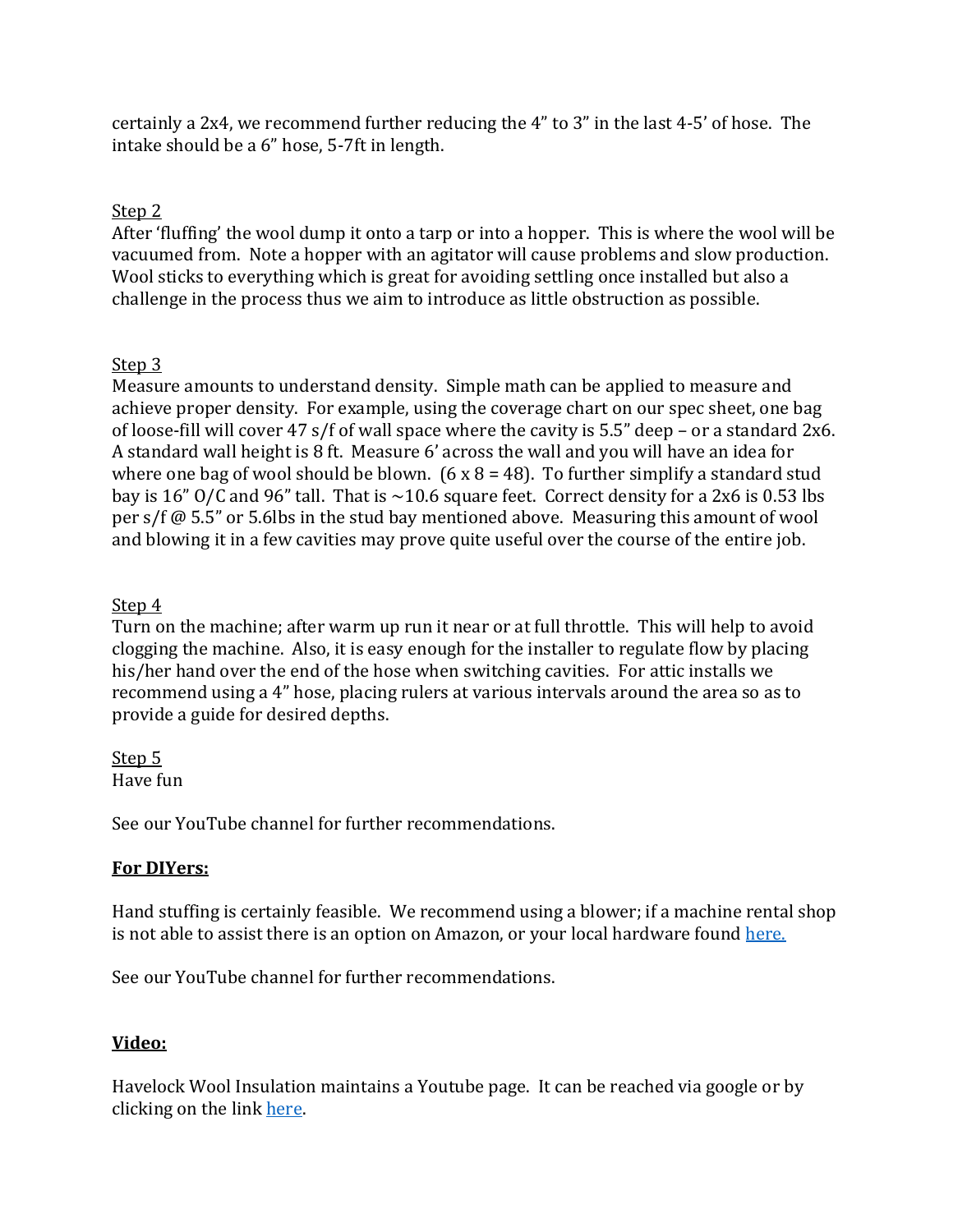certainly a 2x4, we recommend further reducing the 4" to 3" in the last 4-5' of hose. The intake should be a 6" hose, 5-7ft in length.

Step 2

After 'fluffing' the wool dump it onto a tarp or into a hopper. This is where the wool will be vacuumed from. Note a hopper with an agitator will cause problems and slow production. Wool sticks to everything which is great for avoiding settling once installed but also a challenge in the process thus we aim to introduce as little obstruction as possible.

Step 3

Measure amounts to understand density. Simple math can be applied to measure and achieve proper density. For example, using the coverage chart on our spec sheet, one bag of loose-fill will cover 47 s/f of wall space where the cavity is 5.5" deep – or a standard 2x6. A standard wall height is 8 ft. Measure 6' across the wall and you will have an idea for where one bag of wool should be blown. (6 x 8 = 48). To further simplify a standard stud bay is 16" O/C and 96" tall. That is ~10.6 square feet. Correct density for a 2x6 is 0.53 lbs per s/f @ 5.5" or 5.6lbs in the stud bay mentioned above. Measuring this amount of wool and blowing it in a few cavities may prove quite useful over the course of the entire job.

Step 4

Turn on the machine; after warm up run it near or at full throttle. This will help to avoid clogging the machine. Also, it is easy enough for the installer to regulate flow by placing his/her hand over the end of the hose when switching cavities. For attic installs we recommend using a 4" hose, placing rulers at various intervals around the area so as to provide a guide for desired depths.

Step 5

Have fun

See our YouTube channel for further recommendations.

**For DIYers:**

Hand stuffing is certainly feasible. We recommend using a blower; if a machine rental shop is not able to assist there is an option on Amazon, or your local hardware found here.

See our YouTube channel for further recommendations.

**Video:**

Havelock Wool Insulation maintains a Youtube page. It can be reached via google or by clicking on the link here.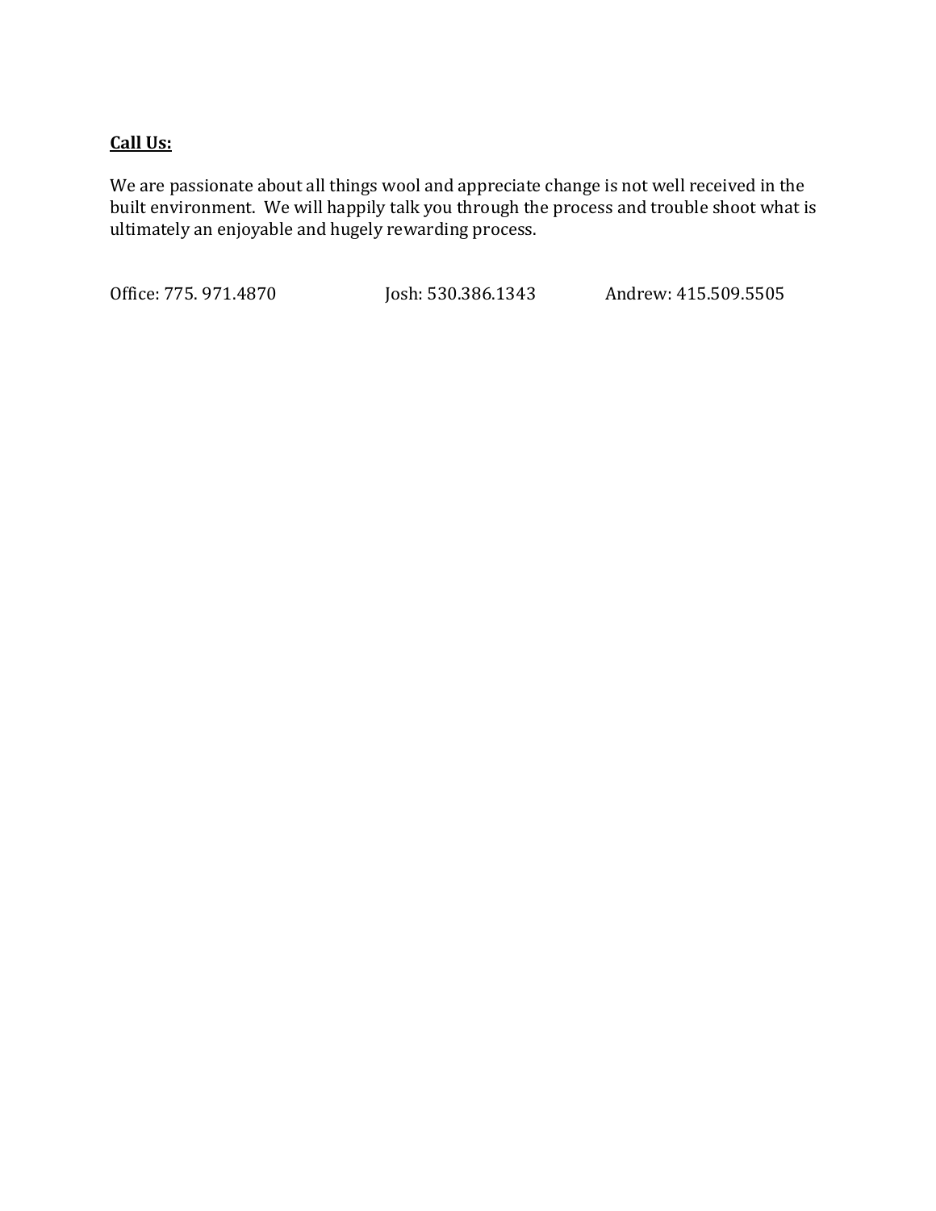**<u>Call Us:</u>**

We are passionate about all things wool and appreciate change is not well received in the built environment. We will happily talk you through the process and trouble shoot what is ultimately an enjoyable and hugely rewarding process.

Office: 775. 971.4870 Josh: 530.386.1343 Andrew: 415.509.5505